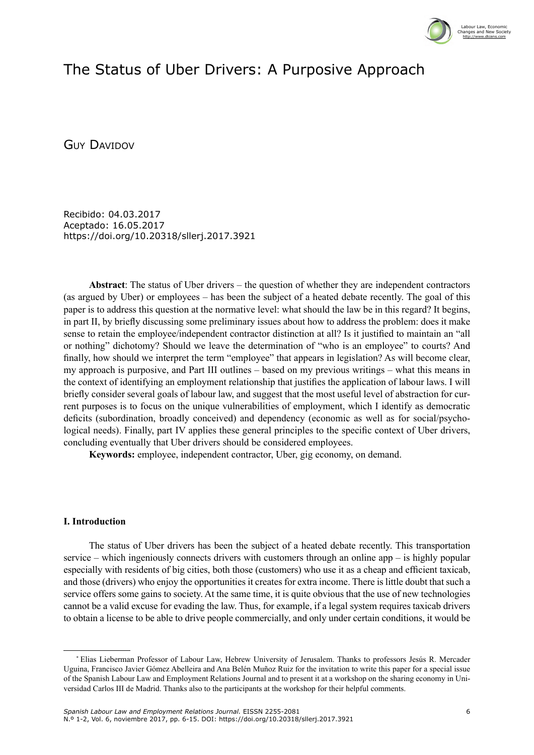# The Status of Uber Drivers: A Purposive Approach

Guy Davidov

Recibido: 04.03.2017
Aceptado: 16.05.2017
https://doi.org/10.20318/sllerj.2017.3921

**Abstract**: The status of Uber drivers – the question of whether they are independent contractors (as argued by Uber) or employees – has been the subject of a heated debate recently. The goal of this paper is to address this question at the normative level: what should the law be in this regard? It begins, in part II, by briefly discussing some preliminary issues about how to address the problem: does it make sense to retain the employee/independent contractor distinction at all? Is it justified to maintain an "all or nothing" dichotomy? Should we leave the determination of "who is an employee" to courts? And finally, how should we interpret the term "employee" that appears in legislation? As will become clear, my approach is purposive, and Part III outlines – based on my previous writings – what this means in the context of identifying an employment relationship that justifies the application of labour laws. I will briefly consider several goals of labour law, and suggest that the most useful level of abstraction for current purposes is to focus on the unique vulnerabilities of employment, which I identify as democratic deficits (subordination, broadly conceived) and dependency (economic as well as for social/psychological needs). Finally, part IV applies these general principles to the specific context of Uber drivers, concluding eventually that Uber drivers should be considered employees.

**Keywords:** employee, independent contractor, Uber, gig economy, on demand.

## I. Introduction

The status of Uber drivers has been the subject of a heated debate recently. This transportation service – which ingeniously connects drivers with customers through an online app – is highly popular especially with residents of big cities, both those (customers) who use it as a cheap and efficient taxicab, and those (drivers) who enjoy the opportunities it creates for extra income. There is little doubt that such a service offers some gains to society. At the same time, it is quite obvious that the use of new technologies cannot be a valid excuse for evading the law. Thus, for example, if a legal system requires taxicab drivers to obtain a license to be able to drive people commercially, and only under certain conditions, it would be

---

[*] Elias Lieberman Professor of Labour Law, Hebrew University of Jerusalem. Thanks to professors Jesús R. Mercader Uguina, Francisco Javier Gómez Abelleira and Ana Belén Muñoz Ruiz for the invitation to write this paper for a special issue of the Spanish Labour Law and Employment Relations Journal and to present it at a workshop on the sharing economy in Universidad Carlos III de Madrid. Thanks also to the participants at the workshop for their helpful comments.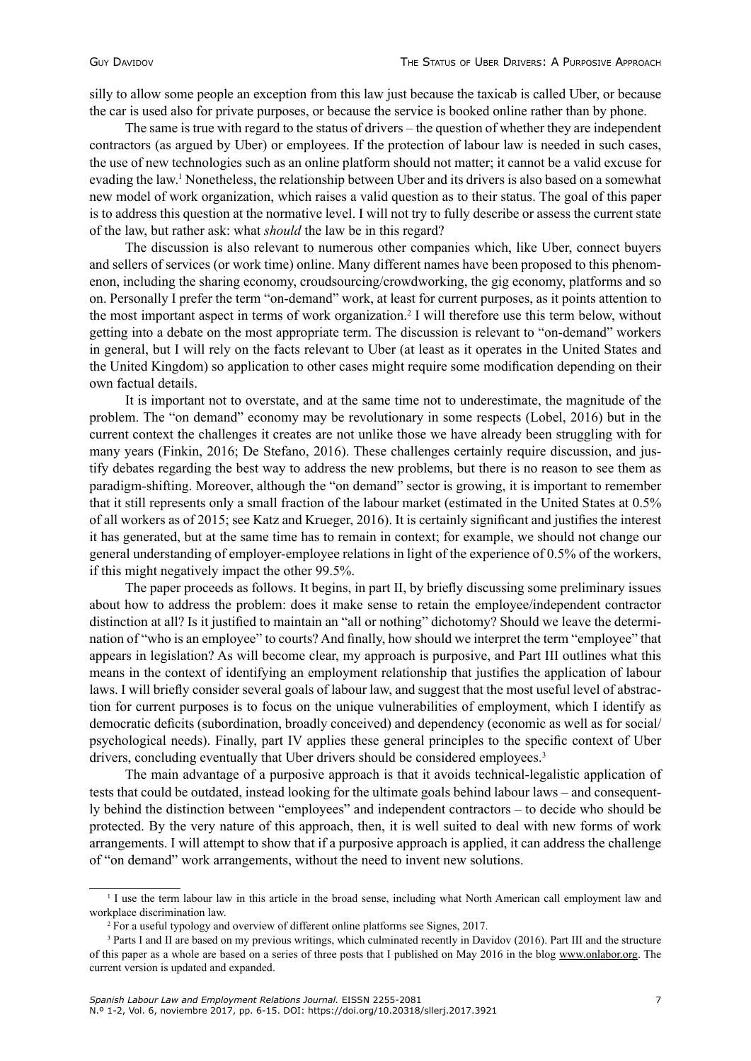silly to allow some people an exception from this law just because the taxicab is called Uber, or because the car is used also for private purposes, or because the service is booked online rather than by phone.

The same is true with regard to the status of drivers – the question of whether they are independent contractors (as argued by Uber) or employees. If the protection of labour law is needed in such cases, the use of new technologies such as an online platform should not matter; it cannot be a valid excuse for evading the law.[1] Nonetheless, the relationship between Uber and its drivers is also based on a somewhat new model of work organization, which raises a valid question as to their status. The goal of this paper is to address this question at the normative level. I will not try to fully describe or assess the current state of the law, but rather ask: what *should* the law be in this regard?

The discussion is also relevant to numerous other companies which, like Uber, connect buyers and sellers of services (or work time) online. Many different names have been proposed to this phenomenon, including the sharing economy, croudsourcing/crowdworking, the gig economy, platforms and so on. Personally I prefer the term "on-demand" work, at least for current purposes, as it points attention to the most important aspect in terms of work organization.[2] I will therefore use this term below, without getting into a debate on the most appropriate term. The discussion is relevant to "on-demand" workers in general, but I will rely on the facts relevant to Uber (at least as it operates in the United States and the United Kingdom) so application to other cases might require some modification depending on their own factual details.

It is important not to overstate, and at the same time not to underestimate, the magnitude of the problem. The "on demand" economy may be revolutionary in some respects (Lobel, 2016) but in the current context the challenges it creates are not unlike those we have already been struggling with for many years (Finkin, 2016; De Stefano, 2016). These challenges certainly require discussion, and justify debates regarding the best way to address the new problems, but there is no reason to see them as paradigm-shifting. Moreover, although the "on demand" sector is growing, it is important to remember that it still represents only a small fraction of the labour market (estimated in the United States at 0.5% of all workers as of 2015; see Katz and Krueger, 2016). It is certainly significant and justifies the interest it has generated, but at the same time has to remain in context; for example, we should not change our general understanding of employer-employee relations in light of the experience of 0.5% of the workers, if this might negatively impact the other 99.5%.

The paper proceeds as follows. It begins, in part II, by briefly discussing some preliminary issues about how to address the problem: does it make sense to retain the employee/independent contractor distinction at all? Is it justified to maintain an "all or nothing" dichotomy? Should we leave the determination of "who is an employee" to courts? And finally, how should we interpret the term "employee" that appears in legislation? As will become clear, my approach is purposive, and Part III outlines what this means in the context of identifying an employment relationship that justifies the application of labour laws. I will briefly consider several goals of labour law, and suggest that the most useful level of abstraction for current purposes is to focus on the unique vulnerabilities of employment, which I identify as democratic deficits (subordination, broadly conceived) and dependency (economic as well as for social/psychological needs). Finally, part IV applies these general principles to the specific context of Uber drivers, concluding eventually that Uber drivers should be considered employees.[3]

The main advantage of a purposive approach is that it avoids technical-legalistic application of tests that could be outdated, instead looking for the ultimate goals behind labour laws – and consequently behind the distinction between "employees" and independent contractors – to decide who should be protected. By the very nature of this approach, then, it is well suited to deal with new forms of work arrangements. I will attempt to show that if a purposive approach is applied, it can address the challenge of "on demand" work arrangements, without the need to invent new solutions.

---

[1] I use the term labour law in this article in the broad sense, including what North American call employment law and workplace discrimination law.

[2] For a useful typology and overview of different online platforms see Signes, 2017.

[3] Parts I and II are based on my previous writings, which culminated recently in Davidov (2016). Part III and the structure of this paper as a whole are based on a series of three posts that I published on May 2016 in the blog www.onlabor.org. The current version is updated and expanded.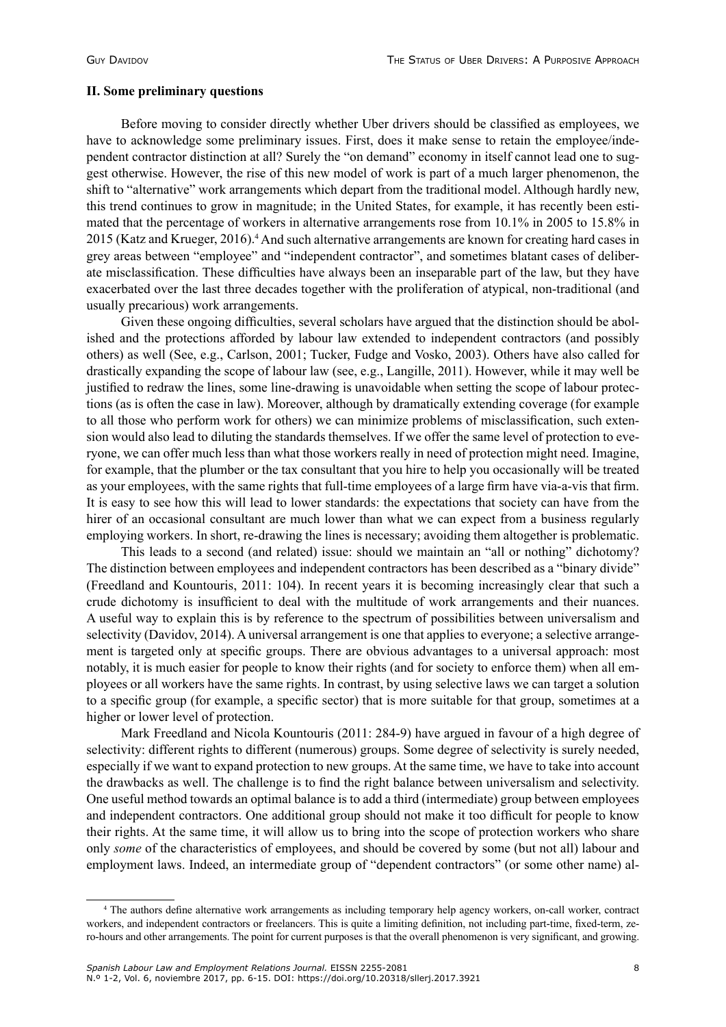## II. Some preliminary questions

Before moving to consider directly whether Uber drivers should be classified as employees, we have to acknowledge some preliminary issues. First, does it make sense to retain the employee/independent contractor distinction at all? Surely the "on demand" economy in itself cannot lead one to suggest otherwise. However, the rise of this new model of work is part of a much larger phenomenon, the shift to "alternative" work arrangements which depart from the traditional model. Although hardly new, this trend continues to grow in magnitude; in the United States, for example, it has recently been estimated that the percentage of workers in alternative arrangements rose from 10.1% in 2005 to 15.8% in 2015 (Katz and Krueger, 2016).[4] And such alternative arrangements are known for creating hard cases in grey areas between "employee" and "independent contractor", and sometimes blatant cases of deliberate misclassification. These difficulties have always been an inseparable part of the law, but they have exacerbated over the last three decades together with the proliferation of atypical, non-traditional (and usually precarious) work arrangements.

Given these ongoing difficulties, several scholars have argued that the distinction should be abolished and the protections afforded by labour law extended to independent contractors (and possibly others) as well (See, e.g., Carlson, 2001; Tucker, Fudge and Vosko, 2003). Others have also called for drastically expanding the scope of labour law (see, e.g., Langille, 2011). However, while it may well be justified to redraw the lines, some line-drawing is unavoidable when setting the scope of labour protections (as is often the case in law). Moreover, although by dramatically extending coverage (for example to all those who perform work for others) we can minimize problems of misclassification, such extension would also lead to diluting the standards themselves. If we offer the same level of protection to everyone, we can offer much less than what those workers really in need of protection might need. Imagine, for example, that the plumber or the tax consultant that you hire to help you occasionally will be treated as your employees, with the same rights that full-time employees of a large firm have via-a-vis that firm. It is easy to see how this will lead to lower standards: the expectations that society can have from the hirer of an occasional consultant are much lower than what we can expect from a business regularly employing workers. In short, re-drawing the lines is necessary; avoiding them altogether is problematic.

This leads to a second (and related) issue: should we maintain an "all or nothing" dichotomy? The distinction between employees and independent contractors has been described as a "binary divide" (Freedland and Kountouris, 2011: 104). In recent years it is becoming increasingly clear that such a crude dichotomy is insufficient to deal with the multitude of work arrangements and their nuances. A useful way to explain this is by reference to the spectrum of possibilities between universalism and selectivity (Davidov, 2014). A universal arrangement is one that applies to everyone; a selective arrangement is targeted only at specific groups. There are obvious advantages to a universal approach: most notably, it is much easier for people to know their rights (and for society to enforce them) when all employees or all workers have the same rights. In contrast, by using selective laws we can target a solution to a specific group (for example, a specific sector) that is more suitable for that group, sometimes at a higher or lower level of protection.

Mark Freedland and Nicola Kountouris (2011: 284-9) have argued in favour of a high degree of selectivity: different rights to different (numerous) groups. Some degree of selectivity is surely needed, especially if we want to expand protection to new groups. At the same time, we have to take into account the drawbacks as well. The challenge is to find the right balance between universalism and selectivity. One useful method towards an optimal balance is to add a third (intermediate) group between employees and independent contractors. One additional group should not make it too difficult for people to know their rights. At the same time, it will allow us to bring into the scope of protection workers who share only *some* of the characteristics of employees, and should be covered by some (but not all) labour and employment laws. Indeed, an intermediate group of "dependent contractors" (or some other name) al-

---

[4] The authors define alternative work arrangements as including temporary help agency workers, on-call worker, contract workers, and independent contractors or freelancers. This is quite a limiting definition, not including part-time, fixed-term, zero-hours and other arrangements. The point for current purposes is that the overall phenomenon is very significant, and growing.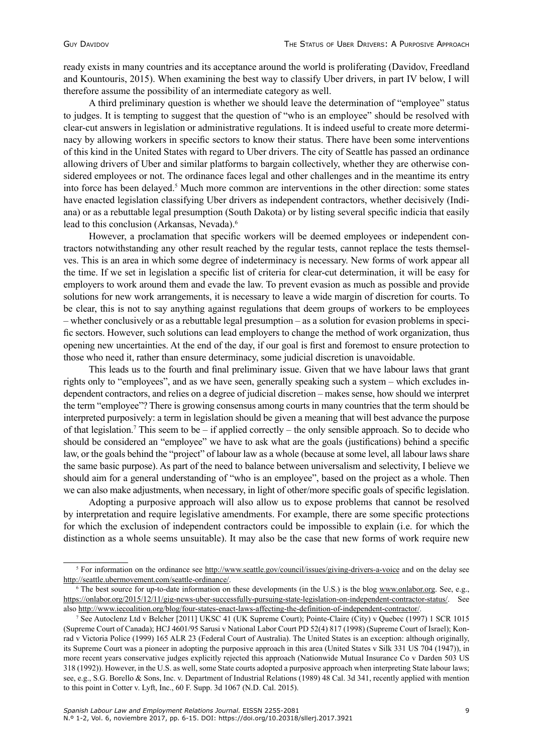ready exists in many countries and its acceptance around the world is proliferating (Davidov, Freedland and Kountouris, 2015). When examining the best way to classify Uber drivers, in part IV below, I will therefore assume the possibility of an intermediate category as well.

A third preliminary question is whether we should leave the determination of "employee" status to judges. It is tempting to suggest that the question of "who is an employee" should be resolved with clear-cut answers in legislation or administrative regulations. It is indeed useful to create more determinacy by allowing workers in specific sectors to know their status. There have been some interventions of this kind in the United States with regard to Uber drivers. The city of Seattle has passed an ordinance allowing drivers of Uber and similar platforms to bargain collectively, whether they are otherwise considered employees or not. The ordinance faces legal and other challenges and in the meantime its entry into force has been delayed.[5] Much more common are interventions in the other direction: some states have enacted legislation classifying Uber drivers as independent contractors, whether decisively (Indiana) or as a rebuttable legal presumption (South Dakota) or by listing several specific indicia that easily lead to this conclusion (Arkansas, Nevada).[6]

However, a proclamation that specific workers will be deemed employees or independent contractors notwithstanding any other result reached by the regular tests, cannot replace the tests themselves. This is an area in which some degree of indeterminacy is necessary. New forms of work appear all the time. If we set in legislation a specific list of criteria for clear-cut determination, it will be easy for employers to work around them and evade the law. To prevent evasion as much as possible and provide solutions for new work arrangements, it is necessary to leave a wide margin of discretion for courts. To be clear, this is not to say anything against regulations that deem groups of workers to be employees – whether conclusively or as a rebuttable legal presumption – as a solution for evasion problems in specific sectors. However, such solutions can lead employers to change the method of work organization, thus opening new uncertainties. At the end of the day, if our goal is first and foremost to ensure protection to those who need it, rather than ensure determinacy, some judicial discretion is unavoidable.

This leads us to the fourth and final preliminary issue. Given that we have labour laws that grant rights only to "employees", and as we have seen, generally speaking such a system – which excludes independent contractors, and relies on a degree of judicial discretion – makes sense, how should we interpret the term "employee"? There is growing consensus among courts in many countries that the term should be interpreted purposively: a term in legislation should be given a meaning that will best advance the purpose of that legislation.[7] This seem to be – if applied correctly – the only sensible approach. So to decide who should be considered an "employee" we have to ask what are the goals (justifications) behind a specific law, or the goals behind the "project" of labour law as a whole (because at some level, all labour laws share the same basic purpose). As part of the need to balance between universalism and selectivity, I believe we should aim for a general understanding of "who is an employee", based on the project as a whole. Then we can also make adjustments, when necessary, in light of other/more specific goals of specific legislation.

Adopting a purposive approach will also allow us to expose problems that cannot be resolved by interpretation and require legislative amendments. For example, there are some specific protections for which the exclusion of independent contractors could be impossible to explain (i.e. for which the distinction as a whole seems unsuitable). It may also be the case that new forms of work require new

---

[5] For information on the ordinance see http://www.seattle.gov/council/issues/giving-drivers-a-voice and on the delay see http://seattle.ubermovement.com/seattle-ordinance/.

[6] The best source for up-to-date information on these developments (in the U.S.) is the blog www.onlabor.org. See, e.g., https://onlabor.org/2015/12/11/gig-news-uber-successfully-pursuing-state-legislation-on-independent-contractor-status/. See also http://www.iecoalition.org/blog/four-states-enact-laws-affecting-the-definition-of-independent-contractor/.

[7] See Autoclenz Ltd v Belcher [2011] UKSC 41 (UK Supreme Court); Pointe-Claire (City) v Quebec (1997) 1 SCR 1015 (Supreme Court of Canada); HCJ 4601/95 Sarusi v National Labor Court PD 52(4) 817 (1998) (Supreme Court of Israel); Konrad v Victoria Police (1999) 165 ALR 23 (Federal Court of Australia). The United States is an exception: although originally, its Supreme Court was a pioneer in adopting the purposive approach in this area (United States v Silk 331 US 704 (1947)), in more recent years conservative judges explicitly rejected this approach (Nationwide Mutual Insurance Co v Darden 503 US 318 (1992)). However, in the U.S. as well, some State courts adopted a purposive approach when interpreting State labour laws; see, e.g., S.G. Borello & Sons, Inc. v. Department of Industrial Relations (1989) 48 Cal. 3d 341, recently applied with mention to this point in Cotter v. Lyft, Inc., 60 F. Supp. 3d 1067 (N.D. Cal. 2015).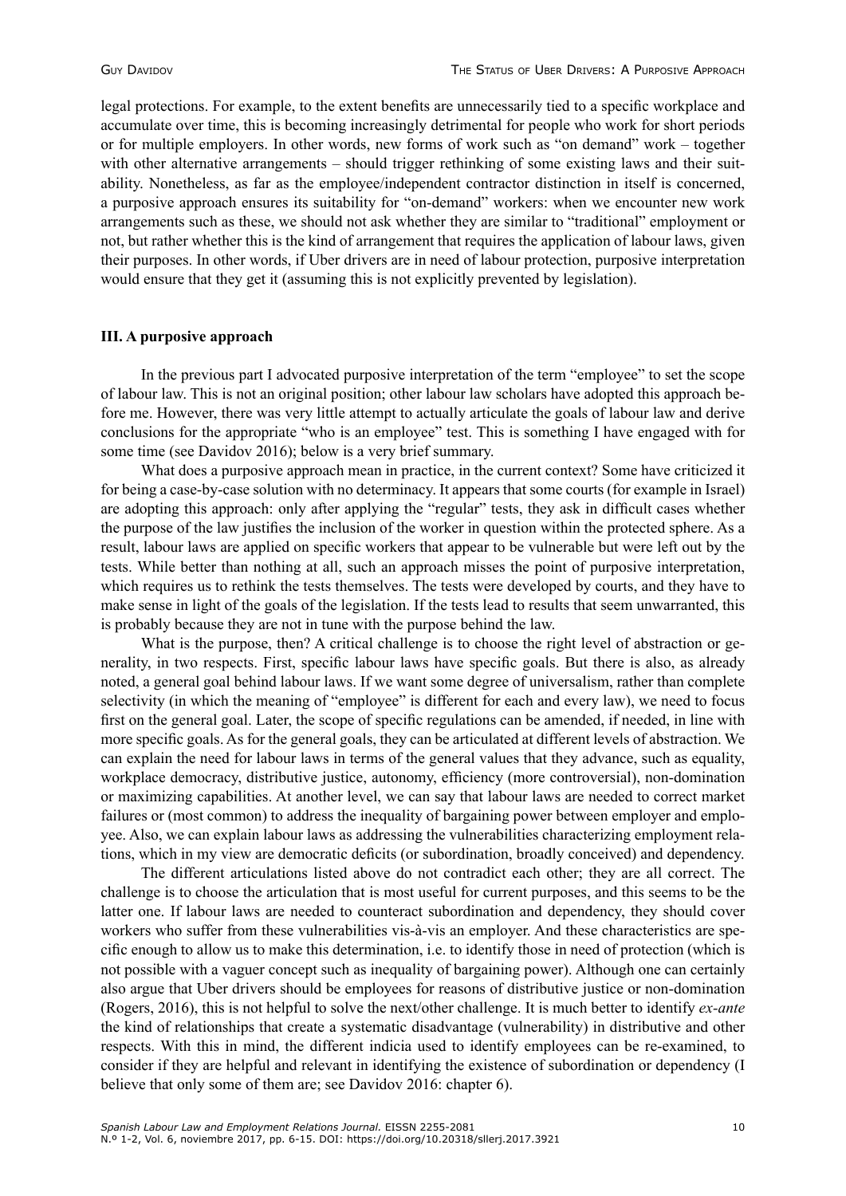legal protections. For example, to the extent benefits are unnecessarily tied to a specific workplace and accumulate over time, this is becoming increasingly detrimental for people who work for short periods or for multiple employers. In other words, new forms of work such as "on demand" work – together with other alternative arrangements – should trigger rethinking of some existing laws and their suitability. Nonetheless, as far as the employee/independent contractor distinction in itself is concerned, a purposive approach ensures its suitability for "on-demand" workers: when we encounter new work arrangements such as these, we should not ask whether they are similar to "traditional" employment or not, but rather whether this is the kind of arrangement that requires the application of labour laws, given their purposes. In other words, if Uber drivers are in need of labour protection, purposive interpretation would ensure that they get it (assuming this is not explicitly prevented by legislation).

## III. A purposive approach

In the previous part I advocated purposive interpretation of the term "employee" to set the scope of labour law. This is not an original position; other labour law scholars have adopted this approach before me. However, there was very little attempt to actually articulate the goals of labour law and derive conclusions for the appropriate "who is an employee" test. This is something I have engaged with for some time (see Davidov 2016); below is a very brief summary.

What does a purposive approach mean in practice, in the current context? Some have criticized it for being a case-by-case solution with no determinacy. It appears that some courts (for example in Israel) are adopting this approach: only after applying the "regular" tests, they ask in difficult cases whether the purpose of the law justifies the inclusion of the worker in question within the protected sphere. As a result, labour laws are applied on specific workers that appear to be vulnerable but were left out by the tests. While better than nothing at all, such an approach misses the point of purposive interpretation, which requires us to rethink the tests themselves. The tests were developed by courts, and they have to make sense in light of the goals of the legislation. If the tests lead to results that seem unwarranted, this is probably because they are not in tune with the purpose behind the law.

What is the purpose, then? A critical challenge is to choose the right level of abstraction or generality, in two respects. First, specific labour laws have specific goals. But there is also, as already noted, a general goal behind labour laws. If we want some degree of universalism, rather than complete selectivity (in which the meaning of "employee" is different for each and every law), we need to focus first on the general goal. Later, the scope of specific regulations can be amended, if needed, in line with more specific goals. As for the general goals, they can be articulated at different levels of abstraction. We can explain the need for labour laws in terms of the general values that they advance, such as equality, workplace democracy, distributive justice, autonomy, efficiency (more controversial), non-domination or maximizing capabilities. At another level, we can say that labour laws are needed to correct market failures or (most common) to address the inequality of bargaining power between employer and employee. Also, we can explain labour laws as addressing the vulnerabilities characterizing employment relations, which in my view are democratic deficits (or subordination, broadly conceived) and dependency.

The different articulations listed above do not contradict each other; they are all correct. The challenge is to choose the articulation that is most useful for current purposes, and this seems to be the latter one. If labour laws are needed to counteract subordination and dependency, they should cover workers who suffer from these vulnerabilities vis-à-vis an employer. And these characteristics are specific enough to allow us to make this determination, i.e. to identify those in need of protection (which is not possible with a vaguer concept such as inequality of bargaining power). Although one can certainly also argue that Uber drivers should be employees for reasons of distributive justice or non-domination (Rogers, 2016), this is not helpful to solve the next/other challenge. It is much better to identify *ex-ante* the kind of relationships that create a systematic disadvantage (vulnerability) in distributive and other respects. With this in mind, the different indicia used to identify employees can be re-examined, to consider if they are helpful and relevant in identifying the existence of subordination or dependency (I believe that only some of them are; see Davidov 2016: chapter 6).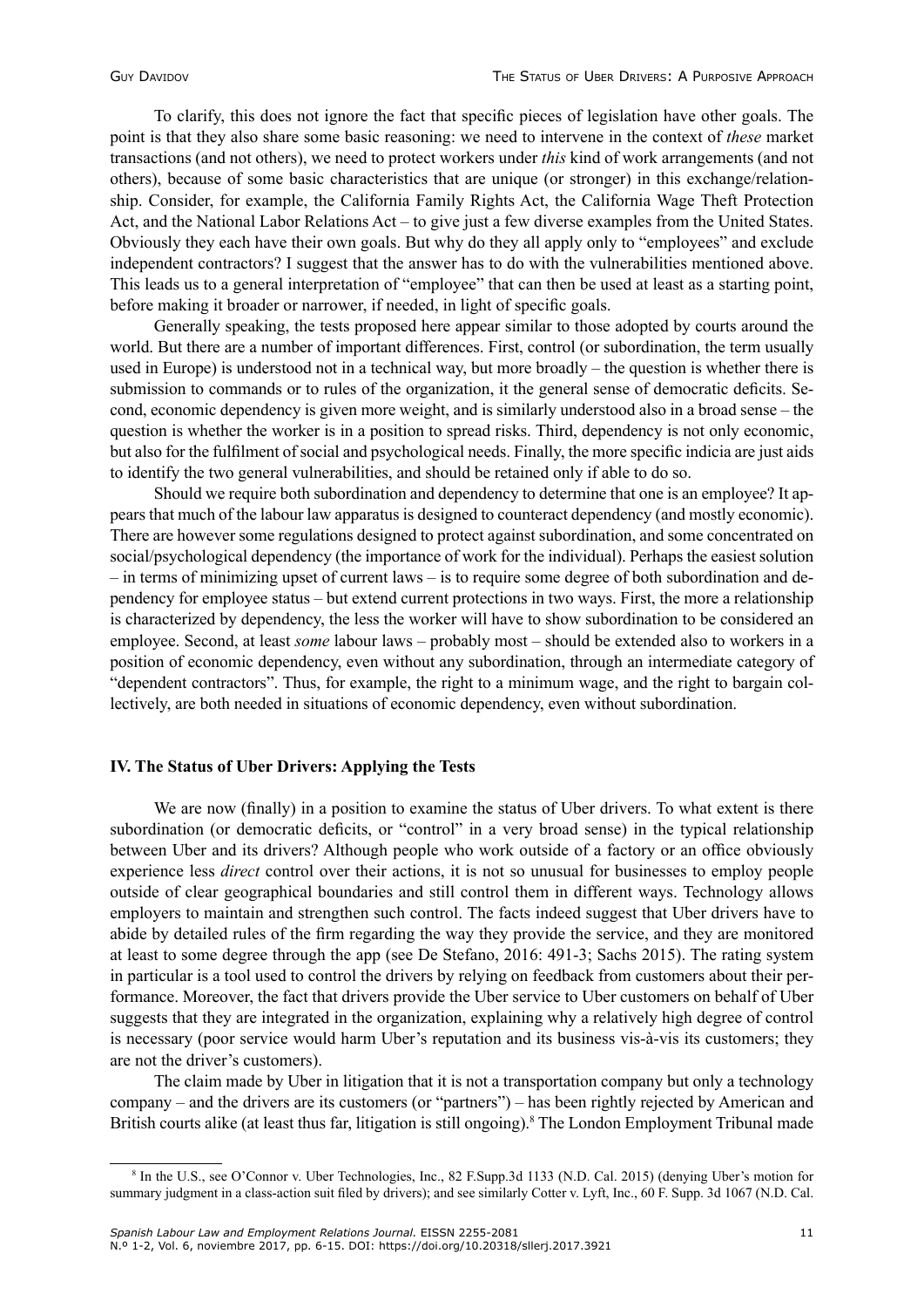To clarify, this does not ignore the fact that specific pieces of legislation have other goals. The point is that they also share some basic reasoning: we need to intervene in the context of *these* market transactions (and not others), we need to protect workers under *this* kind of work arrangements (and not others), because of some basic characteristics that are unique (or stronger) in this exchange/relationship. Consider, for example, the California Family Rights Act, the California Wage Theft Protection Act, and the National Labor Relations Act – to give just a few diverse examples from the United States. Obviously they each have their own goals. But why do they all apply only to "employees" and exclude independent contractors? I suggest that the answer has to do with the vulnerabilities mentioned above. This leads us to a general interpretation of "employee" that can then be used at least as a starting point, before making it broader or narrower, if needed, in light of specific goals.

Generally speaking, the tests proposed here appear similar to those adopted by courts around the world. But there are a number of important differences. First, control (or subordination, the term usually used in Europe) is understood not in a technical way, but more broadly – the question is whether there is submission to commands or to rules of the organization, it the general sense of democratic deficits. Second, economic dependency is given more weight, and is similarly understood also in a broad sense – the question is whether the worker is in a position to spread risks. Third, dependency is not only economic, but also for the fulfilment of social and psychological needs. Finally, the more specific indicia are just aids to identify the two general vulnerabilities, and should be retained only if able to do so.

Should we require both subordination and dependency to determine that one is an employee? It appears that much of the labour law apparatus is designed to counteract dependency (and mostly economic). There are however some regulations designed to protect against subordination, and some concentrated on social/psychological dependency (the importance of work for the individual). Perhaps the easiest solution – in terms of minimizing upset of current laws – is to require some degree of both subordination and dependency for employee status – but extend current protections in two ways. First, the more a relationship is characterized by dependency, the less the worker will have to show subordination to be considered an employee. Second, at least *some* labour laws – probably most – should be extended also to workers in a position of economic dependency, even without any subordination, through an intermediate category of "dependent contractors". Thus, for example, the right to a minimum wage, and the right to bargain collectively, are both needed in situations of economic dependency, even without subordination.

## IV. The Status of Uber Drivers: Applying the Tests

We are now (finally) in a position to examine the status of Uber drivers. To what extent is there subordination (or democratic deficits, or "control" in a very broad sense) in the typical relationship between Uber and its drivers? Although people who work outside of a factory or an office obviously experience less *direct* control over their actions, it is not so unusual for businesses to employ people outside of clear geographical boundaries and still control them in different ways. Technology allows employers to maintain and strengthen such control. The facts indeed suggest that Uber drivers have to abide by detailed rules of the firm regarding the way they provide the service, and they are monitored at least to some degree through the app (see De Stefano, 2016: 491-3; Sachs 2015). The rating system in particular is a tool used to control the drivers by relying on feedback from customers about their performance. Moreover, the fact that drivers provide the Uber service to Uber customers on behalf of Uber suggests that they are integrated in the organization, explaining why a relatively high degree of control is necessary (poor service would harm Uber's reputation and its business vis-à-vis its customers; they are not the driver's customers).

The claim made by Uber in litigation that it is not a transportation company but only a technology company – and the drivers are its customers (or "partners") – has been rightly rejected by American and British courts alike (at least thus far, litigation is still ongoing).[8] The London Employment Tribunal made

[8] In the U.S., see O'Connor v. Uber Technologies, Inc., 82 F.Supp.3d 1133 (N.D. Cal. 2015) (denying Uber's motion for summary judgment in a class-action suit filed by drivers); and see similarly Cotter v. Lyft, Inc., 60 F. Supp. 3d 1067 (N.D. Cal.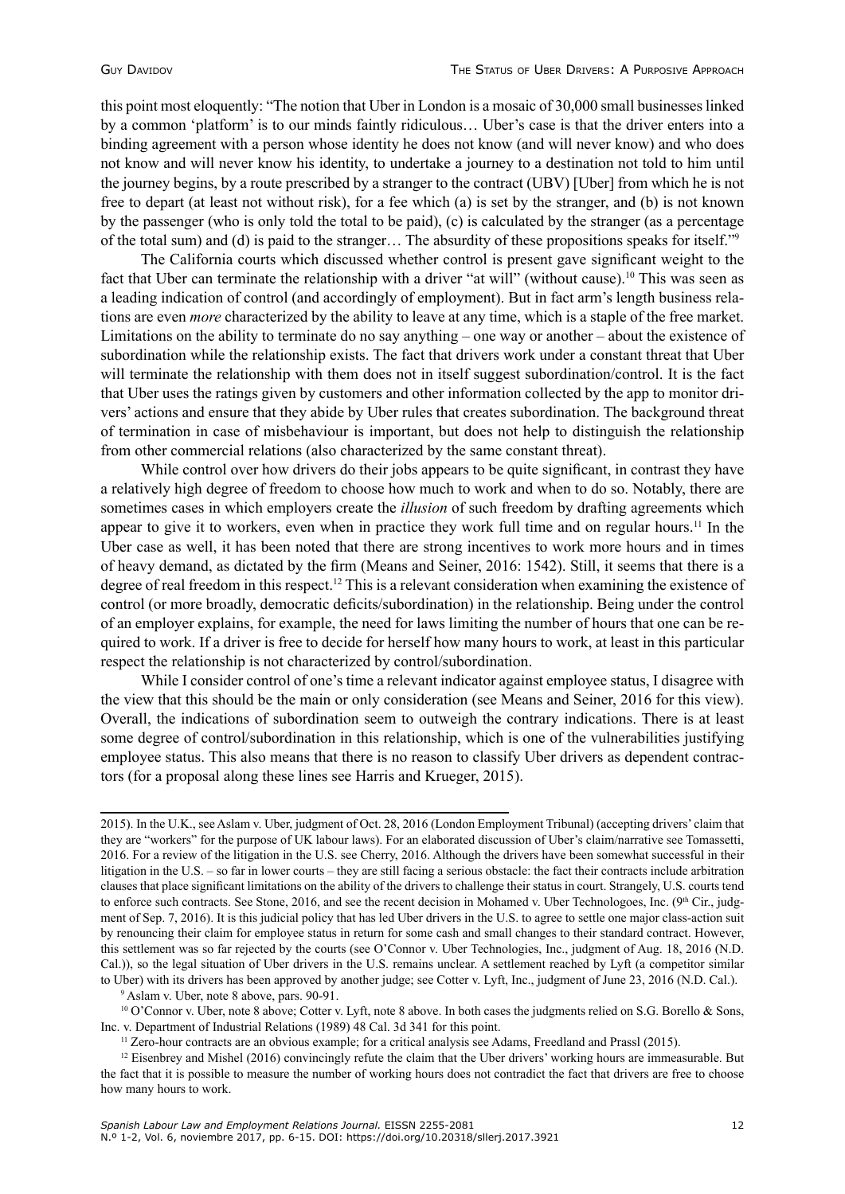this point most eloquently: "The notion that Uber in London is a mosaic of 30,000 small businesses linked by a common 'platform' is to our minds faintly ridiculous… Uber's case is that the driver enters into a binding agreement with a person whose identity he does not know (and will never know) and who does not know and will never know his identity, to undertake a journey to a destination not told to him until the journey begins, by a route prescribed by a stranger to the contract (UBV) [Uber] from which he is not free to depart (at least not without risk), for a fee which (a) is set by the stranger, and (b) is not known by the passenger (who is only told the total to be paid), (c) is calculated by the stranger (as a percentage of the total sum) and (d) is paid to the stranger… The absurdity of these propositions speaks for itself."[9]

The California courts which discussed whether control is present gave significant weight to the fact that Uber can terminate the relationship with a driver "at will" (without cause).[10] This was seen as a leading indication of control (and accordingly of employment). But in fact arm's length business relations are even *more* characterized by the ability to leave at any time, which is a staple of the free market. Limitations on the ability to terminate do no say anything – one way or another – about the existence of subordination while the relationship exists. The fact that drivers work under a constant threat that Uber will terminate the relationship with them does not in itself suggest subordination/control. It is the fact that Uber uses the ratings given by customers and other information collected by the app to monitor drivers' actions and ensure that they abide by Uber rules that creates subordination. The background threat of termination in case of misbehaviour is important, but does not help to distinguish the relationship from other commercial relations (also characterized by the same constant threat).

While control over how drivers do their jobs appears to be quite significant, in contrast they have a relatively high degree of freedom to choose how much to work and when to do so. Notably, there are sometimes cases in which employers create the *illusion* of such freedom by drafting agreements which appear to give it to workers, even when in practice they work full time and on regular hours.[11] In the Uber case as well, it has been noted that there are strong incentives to work more hours and in times of heavy demand, as dictated by the firm (Means and Seiner, 2016: 1542). Still, it seems that there is a degree of real freedom in this respect.[12] This is a relevant consideration when examining the existence of control (or more broadly, democratic deficits/subordination) in the relationship. Being under the control of an employer explains, for example, the need for laws limiting the number of hours that one can be required to work. If a driver is free to decide for herself how many hours to work, at least in this particular respect the relationship is not characterized by control/subordination.

While I consider control of one's time a relevant indicator against employee status, I disagree with the view that this should be the main or only consideration (see Means and Seiner, 2016 for this view). Overall, the indications of subordination seem to outweigh the contrary indications. There is at least some degree of control/subordination in this relationship, which is one of the vulnerabilities justifying employee status. This also means that there is no reason to classify Uber drivers as dependent contractors (for a proposal along these lines see Harris and Krueger, 2015).

---

2015). In the U.K., see Aslam v. Uber, judgment of Oct. 28, 2016 (London Employment Tribunal) (accepting drivers' claim that they are "workers" for the purpose of UK labour laws). For an elaborated discussion of Uber's claim/narrative see Tomassetti, 2016. For a review of the litigation in the U.S. see Cherry, 2016. Although the drivers have been somewhat successful in their litigation in the U.S. – so far in lower courts – they are still facing a serious obstacle: the fact their contracts include arbitration clauses that place significant limitations on the ability of the drivers to challenge their status in court. Strangely, U.S. courts tend to enforce such contracts. See Stone, 2016, and see the recent decision in Mohamed v. Uber Technologoes, Inc. (9th Cir., judgment of Sep. 7, 2016). It is this judicial policy that has led Uber drivers in the U.S. to agree to settle one major class-action suit by renouncing their claim for employee status in return for some cash and small changes to their standard contract. However, this settlement was so far rejected by the courts (see O'Connor v. Uber Technologies, Inc., judgment of Aug. 18, 2016 (N.D. Cal.)), so the legal situation of Uber drivers in the U.S. remains unclear. A settlement reached by Lyft (a competitor similar to Uber) with its drivers has been approved by another judge; see Cotter v. Lyft, Inc., judgment of June 23, 2016 (N.D. Cal.).

[9] Aslam v. Uber, note 8 above, pars. 90-91.

[10] O'Connor v. Uber, note 8 above; Cotter v. Lyft, note 8 above. In both cases the judgments relied on S.G. Borello & Sons, Inc. v. Department of Industrial Relations (1989) 48 Cal. 3d 341 for this point.

[11] Zero-hour contracts are an obvious example; for a critical analysis see Adams, Freedland and Prassl (2015).

[12] Eisenbrey and Mishel (2016) convincingly refute the claim that the Uber drivers' working hours are immeasurable. But the fact that it is possible to measure the number of working hours does not contradict the fact that drivers are free to choose how many hours to work.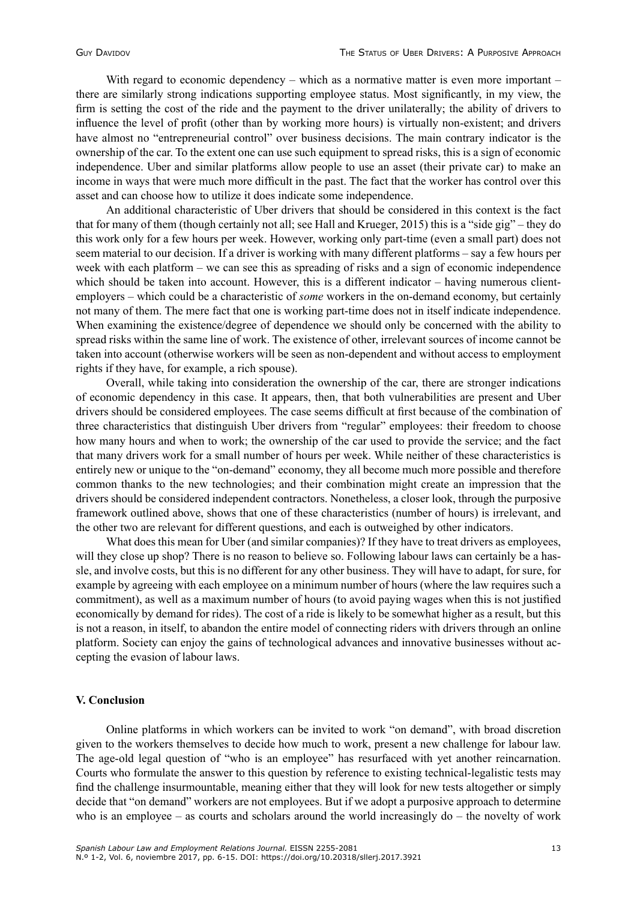With regard to economic dependency – which as a normative matter is even more important – there are similarly strong indications supporting employee status. Most significantly, in my view, the firm is setting the cost of the ride and the payment to the driver unilaterally; the ability of drivers to influence the level of profit (other than by working more hours) is virtually non-existent; and drivers have almost no "entrepreneurial control" over business decisions. The main contrary indicator is the ownership of the car. To the extent one can use such equipment to spread risks, this is a sign of economic independence. Uber and similar platforms allow people to use an asset (their private car) to make an income in ways that were much more difficult in the past. The fact that the worker has control over this asset and can choose how to utilize it does indicate some independence.

An additional characteristic of Uber drivers that should be considered in this context is the fact that for many of them (though certainly not all; see Hall and Krueger, 2015) this is a "side gig" – they do this work only for a few hours per week. However, working only part-time (even a small part) does not seem material to our decision. If a driver is working with many different platforms – say a few hours per week with each platform – we can see this as spreading of risks and a sign of economic independence which should be taken into account. However, this is a different indicator – having numerous client-employers – which could be a characteristic of *some* workers in the on-demand economy, but certainly not many of them. The mere fact that one is working part-time does not in itself indicate independence. When examining the existence/degree of dependence we should only be concerned with the ability to spread risks within the same line of work. The existence of other, irrelevant sources of income cannot be taken into account (otherwise workers will be seen as non-dependent and without access to employment rights if they have, for example, a rich spouse).

Overall, while taking into consideration the ownership of the car, there are stronger indications of economic dependency in this case. It appears, then, that both vulnerabilities are present and Uber drivers should be considered employees. The case seems difficult at first because of the combination of three characteristics that distinguish Uber drivers from "regular" employees: their freedom to choose how many hours and when to work; the ownership of the car used to provide the service; and the fact that many drivers work for a small number of hours per week. While neither of these characteristics is entirely new or unique to the "on-demand" economy, they all become much more possible and therefore common thanks to the new technologies; and their combination might create an impression that the drivers should be considered independent contractors. Nonetheless, a closer look, through the purposive framework outlined above, shows that one of these characteristics (number of hours) is irrelevant, and the other two are relevant for different questions, and each is outweighed by other indicators.

What does this mean for Uber (and similar companies)? If they have to treat drivers as employees, will they close up shop? There is no reason to believe so. Following labour laws can certainly be a hassle, and involve costs, but this is no different for any other business. They will have to adapt, for sure, for example by agreeing with each employee on a minimum number of hours (where the law requires such a commitment), as well as a maximum number of hours (to avoid paying wages when this is not justified economically by demand for rides). The cost of a ride is likely to be somewhat higher as a result, but this is not a reason, in itself, to abandon the entire model of connecting riders with drivers through an online platform. Society can enjoy the gains of technological advances and innovative businesses without accepting the evasion of labour laws.

## V. Conclusion

Online platforms in which workers can be invited to work "on demand", with broad discretion given to the workers themselves to decide how much to work, present a new challenge for labour law. The age-old legal question of "who is an employee" has resurfaced with yet another reincarnation. Courts who formulate the answer to this question by reference to existing technical-legalistic tests may find the challenge insurmountable, meaning either that they will look for new tests altogether or simply decide that "on demand" workers are not employees. But if we adopt a purposive approach to determine who is an employee – as courts and scholars around the world increasingly do – the novelty of work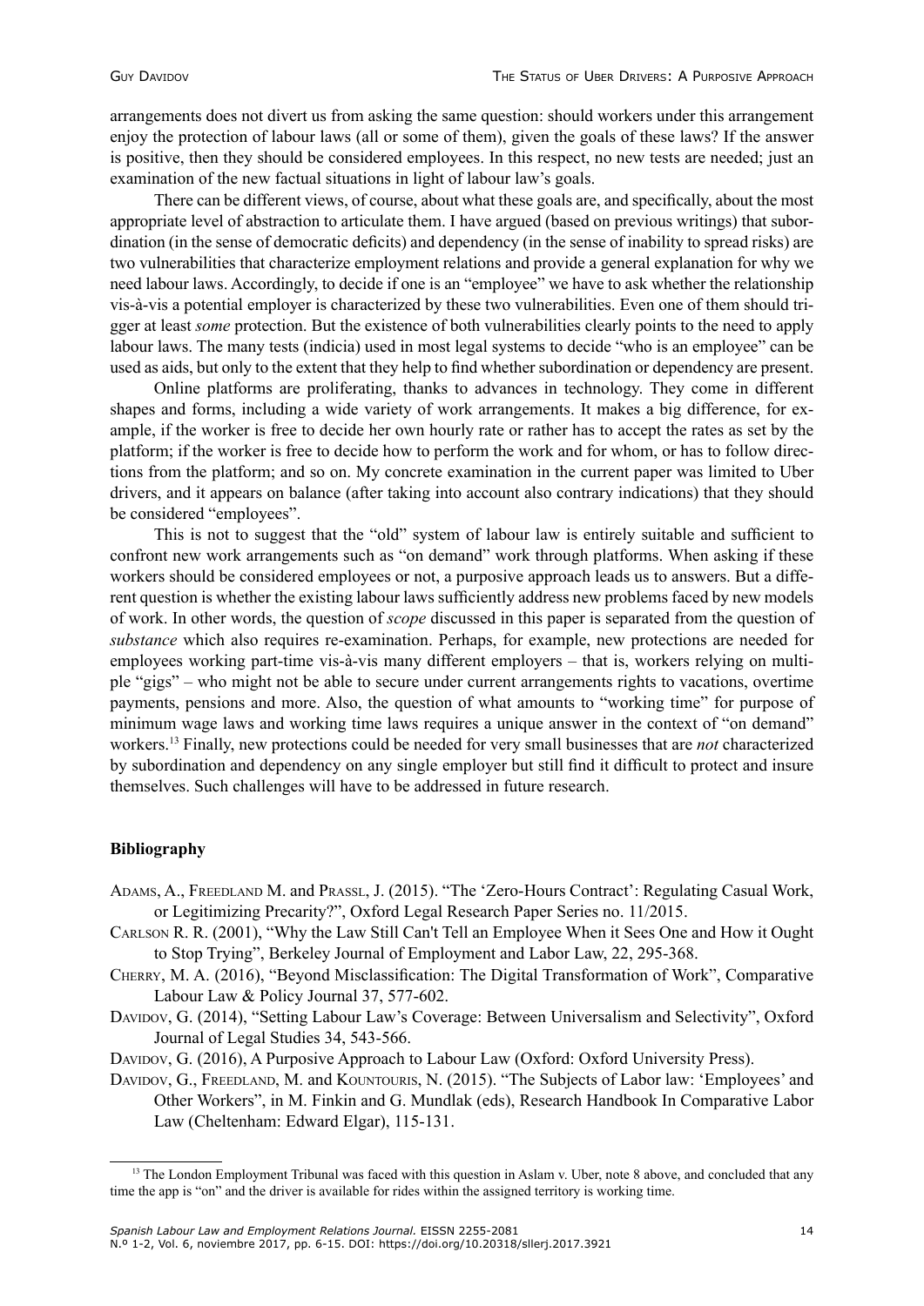arrangements does not divert us from asking the same question: should workers under this arrangement enjoy the protection of labour laws (all or some of them), given the goals of these laws? If the answer is positive, then they should be considered employees. In this respect, no new tests are needed; just an examination of the new factual situations in light of labour law's goals.

There can be different views, of course, about what these goals are, and specifically, about the most appropriate level of abstraction to articulate them. I have argued (based on previous writings) that subordination (in the sense of democratic deficits) and dependency (in the sense of inability to spread risks) are two vulnerabilities that characterize employment relations and provide a general explanation for why we need labour laws. Accordingly, to decide if one is an "employee" we have to ask whether the relationship vis-à-vis a potential employer is characterized by these two vulnerabilities. Even one of them should trigger at least *some* protection. But the existence of both vulnerabilities clearly points to the need to apply labour laws. The many tests (indicia) used in most legal systems to decide "who is an employee" can be used as aids, but only to the extent that they help to find whether subordination or dependency are present.

Online platforms are proliferating, thanks to advances in technology. They come in different shapes and forms, including a wide variety of work arrangements. It makes a big difference, for example, if the worker is free to decide her own hourly rate or rather has to accept the rates as set by the platform; if the worker is free to decide how to perform the work and for whom, or has to follow directions from the platform; and so on. My concrete examination in the current paper was limited to Uber drivers, and it appears on balance (after taking into account also contrary indications) that they should be considered "employees".

This is not to suggest that the "old" system of labour law is entirely suitable and sufficient to confront new work arrangements such as "on demand" work through platforms. When asking if these workers should be considered employees or not, a purposive approach leads us to answers. But a different question is whether the existing labour laws sufficiently address new problems faced by new models of work. In other words, the question of *scope* discussed in this paper is separated from the question of *substance* which also requires re-examination. Perhaps, for example, new protections are needed for employees working part-time vis-à-vis many different employers – that is, workers relying on multiple "gigs" – who might not be able to secure under current arrangements rights to vacations, overtime payments, pensions and more. Also, the question of what amounts to "working time" for purpose of minimum wage laws and working time laws requires a unique answer in the context of "on demand" workers.[13] Finally, new protections could be needed for very small businesses that are *not* characterized by subordination and dependency on any single employer but still find it difficult to protect and insure themselves. Such challenges will have to be addressed in future research.

## Bibliography

Adams, A., Freedland M. and Prassl, J. (2015). "The 'Zero-Hours Contract': Regulating Casual Work, or Legitimizing Precarity?", Oxford Legal Research Paper Series no. 11/2015.

Carlson R. R. (2001), "Why the Law Still Can't Tell an Employee When it Sees One and How it Ought to Stop Trying", Berkeley Journal of Employment and Labor Law, 22, 295-368.

Cherry, M. A. (2016), "Beyond Misclassification: The Digital Transformation of Work", Comparative Labour Law & Policy Journal 37, 577-602.

Davidov, G. (2014), "Setting Labour Law's Coverage: Between Universalism and Selectivity", Oxford Journal of Legal Studies 34, 543-566.

Davidov, G. (2016), A Purposive Approach to Labour Law (Oxford: Oxford University Press).

Davidov, G., Freedland, M. and Kountouris, N. (2015). "The Subjects of Labor law: 'Employees' and Other Workers", in M. Finkin and G. Mundlak (eds), Research Handbook In Comparative Labor Law (Cheltenham: Edward Elgar), 115-131.

[13] The London Employment Tribunal was faced with this question in Aslam v. Uber, note 8 above, and concluded that any time the app is "on" and the driver is available for rides within the assigned territory is working time.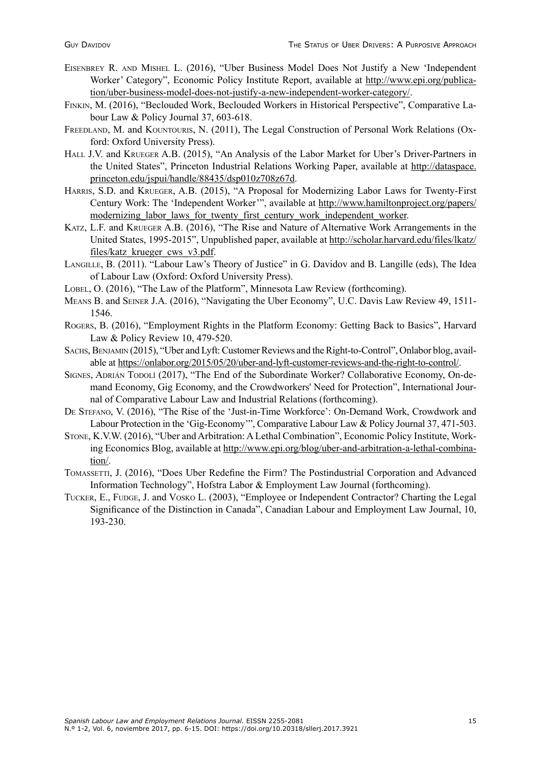Eisenbrey R. and Mishel L. (2016), "Uber Business Model Does Not Justify a New 'Independent Worker' Category", Economic Policy Institute Report, available at http://www.epi.org/publication/uber-business-model-does-not-justify-a-new-independent-worker-category/.

Finkin, M. (2016), "Beclouded Work, Beclouded Workers in Historical Perspective", Comparative Labour Law & Policy Journal 37, 603-618.

Freedland, M. and Kountouris, N. (2011), The Legal Construction of Personal Work Relations (Oxford: Oxford University Press).

Hall J.V. and Krueger A.B. (2015), "An Analysis of the Labor Market for Uber's Driver-Partners in the United States", Princeton Industrial Relations Working Paper, available at http://dataspace.princeton.edu/jspui/handle/88435/dsp010z708z67d.

Harris, S.D. and Krueger, A.B. (2015), "A Proposal for Modernizing Labor Laws for Twenty-First Century Work: The 'Independent Worker'", available at http://www.hamiltonproject.org/papers/modernizing_labor_laws_for_twenty_first_century_work_independent_worker.

Katz, L.F. and Krueger A.B. (2016), "The Rise and Nature of Alternative Work Arrangements in the United States, 1995-2015", Unpublished paper, available at http://scholar.harvard.edu/files/lkatz/files/katz_krueger_cws_v3.pdf.

Langille, B. (2011). "Labour Law's Theory of Justice" in G. Davidov and B. Langille (eds), The Idea of Labour Law (Oxford: Oxford University Press).

Lobel, O. (2016), "The Law of the Platform", Minnesota Law Review (forthcoming).

Means B. and Seiner J.A. (2016), "Navigating the Uber Economy", U.C. Davis Law Review 49, 1511-1546.

Rogers, B. (2016), "Employment Rights in the Platform Economy: Getting Back to Basics", Harvard Law & Policy Review 10, 479-520.

Sachs, Benjamin (2015), "Uber and Lyft: Customer Reviews and the Right-to-Control", Onlabor blog, available at https://onlabor.org/2015/05/20/uber-and-lyft-customer-reviews-and-the-right-to-control/.

Signes, Adrián Todolí (2017), "The End of the Subordinate Worker? Collaborative Economy, On-demand Economy, Gig Economy, and the Crowdworkers' Need for Protection", International Journal of Comparative Labour Law and Industrial Relations (forthcoming).

De Stefano, V. (2016), "The Rise of the 'Just-in-Time Workforce': On-Demand Work, Crowdwork and Labour Protection in the 'Gig-Economy'", Comparative Labour Law & Policy Journal 37, 471-503.

Stone, K.V.W. (2016), "Uber and Arbitration: A Lethal Combination", Economic Policy Institute, Working Economics Blog, available at http://www.epi.org/blog/uber-and-arbitration-a-lethal-combination/.

Tomassetti, J. (2016), "Does Uber Redefine the Firm? The Postindustrial Corporation and Advanced Information Technology", Hofstra Labor & Employment Law Journal (forthcoming).

Tucker, E., Fudge, J. and Vosko L. (2003), "Employee or Independent Contractor? Charting the Legal Significance of the Distinction in Canada", Canadian Labour and Employment Law Journal, 10, 193-230.